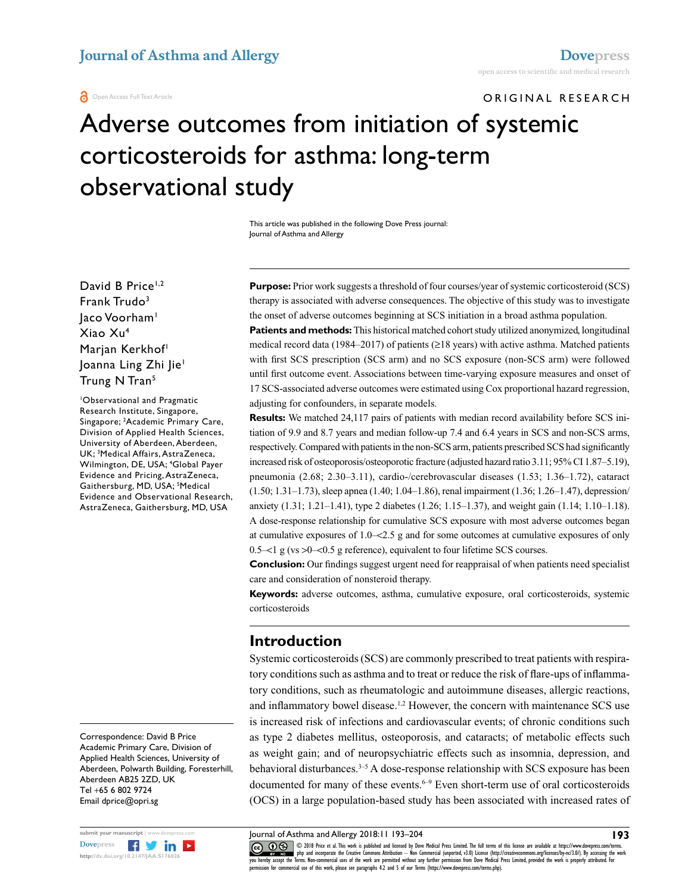ORIGINAL RESEARCH

# Adverse outcomes from initiation of systemic corticosteroids for asthma: long-term observational study

This article was published in the following Dove Press journal:
Journal of Asthma and Allergy

David B Price[1,2]
Frank Trudo[3]
Jaco Voorham[1]
Xiao Xu[4]
Marjan Kerkhof[1]
Joanna Ling Zhi Jie[1]
Trung N Tran[5]

[1]Observational and Pragmatic Research Institute, Singapore, Singapore; [2]Academic Primary Care, Division of Applied Health Sciences, University of Aberdeen, Aberdeen, UK; [3]Medical Affairs, AstraZeneca, Wilmington, DE, USA; [4]Global Payer Evidence and Pricing, AstraZeneca, Gaithersburg, MD, USA; [5]Medical Evidence and Observational Research, AstraZeneca, Gaithersburg, MD, USA

Correspondence: David B Price
Academic Primary Care, Division of Applied Health Sciences, University of Aberdeen, Polwarth Building, Foresterhill, Aberdeen AB25 2ZD, UK
Tel +65 6 802 9724
Email dprice@opri.sg

**Purpose:** Prior work suggests a threshold of four courses/year of systemic corticosteroid (SCS) therapy is associated with adverse consequences. The objective of this study was to investigate the onset of adverse outcomes beginning at SCS initiation in a broad asthma population.

**Patients and methods:** This historical matched cohort study utilized anonymized, longitudinal medical record data (1984–2017) of patients (≥18 years) with active asthma. Matched patients with first SCS prescription (SCS arm) and no SCS exposure (non-SCS arm) were followed until first outcome event. Associations between time-varying exposure measures and onset of 17 SCS-associated adverse outcomes were estimated using Cox proportional hazard regression, adjusting for confounders, in separate models.

**Results:** We matched 24,117 pairs of patients with median record availability before SCS initiation of 9.9 and 8.7 years and median follow-up 7.4 and 6.4 years in SCS and non-SCS arms, respectively. Compared with patients in the non-SCS arm, patients prescribed SCS had significantly increased risk of osteoporosis/osteoporotic fracture (adjusted hazard ratio 3.11; 95% CI 1.87–5.19), pneumonia (2.68; 2.30–3.11), cardio-/cerebrovascular diseases (1.53; 1.36–1.72), cataract (1.50; 1.31–1.73), sleep apnea (1.40; 1.04–1.86), renal impairment (1.36; 1.26–1.47), depression/anxiety (1.31; 1.21–1.41), type 2 diabetes (1.26; 1.15–1.37), and weight gain (1.14; 1.10–1.18). A dose-response relationship for cumulative SCS exposure with most adverse outcomes began at cumulative exposures of 1.0–<2.5 g and for some outcomes at cumulative exposures of only 0.5–<1 g (vs >0–<0.5 g reference), equivalent to four lifetime SCS courses.

**Conclusion:** Our findings suggest urgent need for reappraisal of when patients need specialist care and consideration of nonsteroid therapy.

**Keywords:** adverse outcomes, asthma, cumulative exposure, oral corticosteroids, systemic corticosteroids

## Introduction

Systemic corticosteroids (SCS) are commonly prescribed to treat patients with respiratory conditions such as asthma and to treat or reduce the risk of flare-ups of inflammatory conditions, such as rheumatologic and autoimmune diseases, allergic reactions, and inflammatory bowel disease.[1,2] However, the concern with maintenance SCS use is increased risk of infections and cardiovascular events; of chronic conditions such as type 2 diabetes mellitus, osteoporosis, and cataracts; of metabolic effects such as weight gain; and of neuropsychiatric effects such as insomnia, depression, and behavioral disturbances.[3–5] A dose-response relationship with SCS exposure has been documented for many of these events.[6–9] Even short-term use of oral corticosteroids (OCS) in a large population-based study has been associated with increased rates of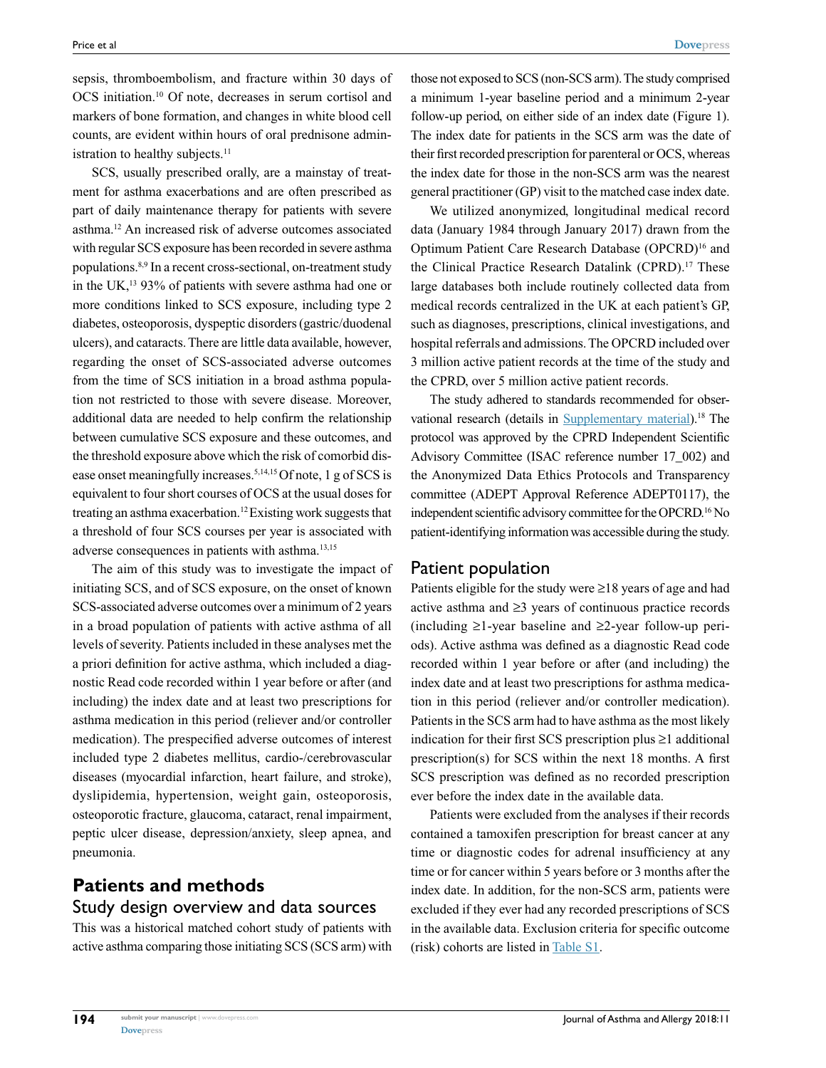sepsis, thromboembolism, and fracture within 30 days of OCS initiation.[10] Of note, decreases in serum cortisol and markers of bone formation, and changes in white blood cell counts, are evident within hours of oral prednisone administration to healthy subjects.[11]

SCS, usually prescribed orally, are a mainstay of treatment for asthma exacerbations and are often prescribed as part of daily maintenance therapy for patients with severe asthma.[12] An increased risk of adverse outcomes associated with regular SCS exposure has been recorded in severe asthma populations.[8,9] In a recent cross-sectional, on-treatment study in the UK,[13] 93% of patients with severe asthma had one or more conditions linked to SCS exposure, including type 2 diabetes, osteoporosis, dyspeptic disorders (gastric/duodenal ulcers), and cataracts. There are little data available, however, regarding the onset of SCS-associated adverse outcomes from the time of SCS initiation in a broad asthma population not restricted to those with severe disease. Moreover, additional data are needed to help confirm the relationship between cumulative SCS exposure and these outcomes, and the threshold exposure above which the risk of comorbid disease onset meaningfully increases.[5,14,15] Of note, 1 g of SCS is equivalent to four short courses of OCS at the usual doses for treating an asthma exacerbation.[12] Existing work suggests that a threshold of four SCS courses per year is associated with adverse consequences in patients with asthma.[13,15]

The aim of this study was to investigate the impact of initiating SCS, and of SCS exposure, on the onset of known SCS-associated adverse outcomes over a minimum of 2 years in a broad population of patients with active asthma of all levels of severity. Patients included in these analyses met the a priori definition for active asthma, which included a diagnostic Read code recorded within 1 year before or after (and including) the index date and at least two prescriptions for asthma medication in this period (reliever and/or controller medication). The prespecified adverse outcomes of interest included type 2 diabetes mellitus, cardio-/cerebrovascular diseases (myocardial infarction, heart failure, and stroke), dyslipidemia, hypertension, weight gain, osteoporosis, osteoporotic fracture, glaucoma, cataract, renal impairment, peptic ulcer disease, depression/anxiety, sleep apnea, and pneumonia.

## Patients and methods

### Study design overview and data sources

This was a historical matched cohort study of patients with active asthma comparing those initiating SCS (SCS arm) with those not exposed to SCS (non-SCS arm). The study comprised a minimum 1-year baseline period and a minimum 2-year follow-up period, on either side of an index date (Figure 1). The index date for patients in the SCS arm was the date of their first recorded prescription for parenteral or OCS, whereas the index date for those in the non-SCS arm was the nearest general practitioner (GP) visit to the matched case index date.

We utilized anonymized, longitudinal medical record data (January 1984 through January 2017) drawn from the Optimum Patient Care Research Database (OPCRD)[16] and the Clinical Practice Research Datalink (CPRD).[17] These large databases both include routinely collected data from medical records centralized in the UK at each patient's GP, such as diagnoses, prescriptions, clinical investigations, and hospital referrals and admissions. The OPCRD included over 3 million active patient records at the time of the study and the CPRD, over 5 million active patient records.

The study adhered to standards recommended for observational research (details in Supplementary material).[18] The protocol was approved by the CPRD Independent Scientific Advisory Committee (ISAC reference number 17_002) and the Anonymized Data Ethics Protocols and Transparency committee (ADEPT Approval Reference ADEPT0117), the independent scientific advisory committee for the OPCRD.[16] No patient-identifying information was accessible during the study.

### Patient population

Patients eligible for the study were ≥18 years of age and had active asthma and ≥3 years of continuous practice records (including ≥1-year baseline and ≥2-year follow-up periods). Active asthma was defined as a diagnostic Read code recorded within 1 year before or after (and including) the index date and at least two prescriptions for asthma medication in this period (reliever and/or controller medication). Patients in the SCS arm had to have asthma as the most likely indication for their first SCS prescription plus ≥1 additional prescription(s) for SCS within the next 18 months. A first SCS prescription was defined as no recorded prescription ever before the index date in the available data.

Patients were excluded from the analyses if their records contained a tamoxifen prescription for breast cancer at any time or diagnostic codes for adrenal insufficiency at any time or for cancer within 5 years before or 3 months after the index date. In addition, for the non-SCS arm, patients were excluded if they ever had any recorded prescriptions of SCS in the available data. Exclusion criteria for specific outcome (risk) cohorts are listed in Table S1.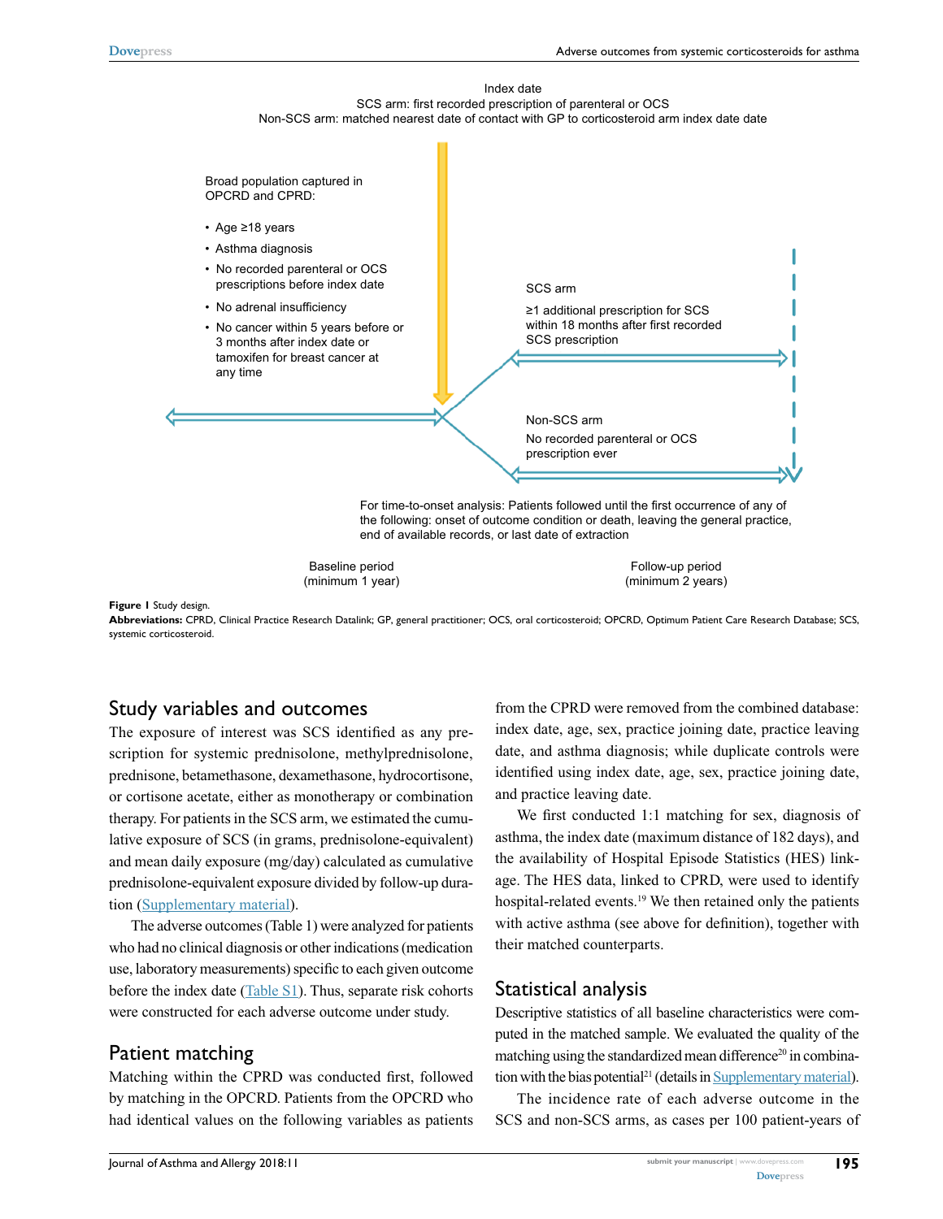Index date

SCS arm: first recorded prescription of parenteral or OCS

Non-SCS arm: matched nearest date of contact with GP to corticosteroid arm index date date

Broad population captured in OPCRD and CPRD:

- Age ≥18 years
- Asthma diagnosis
- No recorded parenteral or OCS prescriptions before index date
- No adrenal insufficiency
- No cancer within 5 years before or 3 months after index date or tamoxifen for breast cancer at any time

SCS arm

≥1 additional prescription for SCS within 18 months after first recorded SCS prescription

Non-SCS arm

No recorded parenteral or OCS prescription ever

For time-to-onset analysis: Patients followed until the first occurrence of any of the following: onset of outcome condition or death, leaving the general practice, end of available records, or last date of extraction

Baseline period (minimum 1 year)

Follow-up period (minimum 2 years)

**Figure 1** Study design.

**Abbreviations:** CPRD, Clinical Practice Research Datalink; GP, general practitioner; OCS, oral corticosteroid; OPCRD, Optimum Patient Care Research Database; SCS, systemic corticosteroid.

## Study variables and outcomes

The exposure of interest was SCS identified as any prescription for systemic prednisolone, methylprednisolone, prednisone, betamethasone, dexamethasone, hydrocortisone, or cortisone acetate, either as monotherapy or combination therapy. For patients in the SCS arm, we estimated the cumulative exposure of SCS (in grams, prednisolone-equivalent) and mean daily exposure (mg/day) calculated as cumulative prednisolone-equivalent exposure divided by follow-up duration (Supplementary material).

The adverse outcomes (Table 1) were analyzed for patients who had no clinical diagnosis or other indications (medication use, laboratory measurements) specific to each given outcome before the index date (Table S1). Thus, separate risk cohorts were constructed for each adverse outcome under study.

## Patient matching

Matching within the CPRD was conducted first, followed by matching in the OPCRD. Patients from the OPCRD who had identical values on the following variables as patients from the CPRD were removed from the combined database: index date, age, sex, practice joining date, practice leaving date, and asthma diagnosis; while duplicate controls were identified using index date, age, sex, practice joining date, and practice leaving date.

We first conducted 1:1 matching for sex, diagnosis of asthma, the index date (maximum distance of 182 days), and the availability of Hospital Episode Statistics (HES) linkage. The HES data, linked to CPRD, were used to identify hospital-related events.[19] We then retained only the patients with active asthma (see above for definition), together with their matched counterparts.

## Statistical analysis

Descriptive statistics of all baseline characteristics were computed in the matched sample. We evaluated the quality of the matching using the standardized mean difference[20] in combination with the bias potential[21] (details in Supplementary material).

The incidence rate of each adverse outcome in the SCS and non-SCS arms, as cases per 100 patient-years of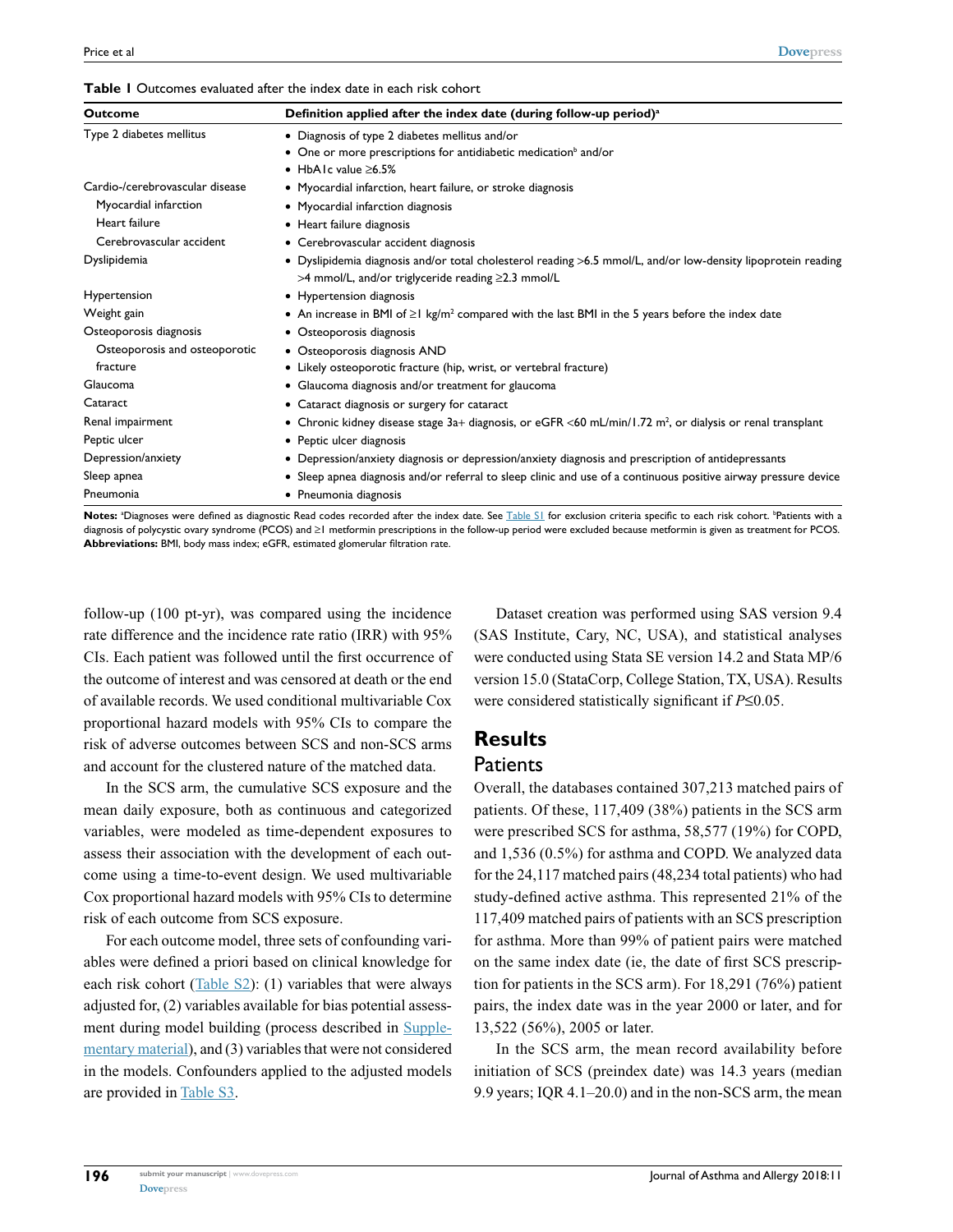**Table 1** Outcomes evaluated after the index date in each risk cohort

| Outcome | Definition applied after the index date (during follow-up period)[a] |
|---|---|
| Type 2 diabetes mellitus | • Diagnosis of type 2 diabetes mellitus and/or<br>• One or more prescriptions for antidiabetic medication[b] and/or<br>• HbA1c value ≥6.5% |
| Cardio-/cerebrovascular disease | • Myocardial infarction, heart failure, or stroke diagnosis |
| Myocardial infarction | • Myocardial infarction diagnosis |
| Heart failure | • Heart failure diagnosis |
| Cerebrovascular accident | • Cerebrovascular accident diagnosis |
| Dyslipidemia | • Dyslipidemia diagnosis and/or total cholesterol reading >6.5 mmol/L, and/or low-density lipoprotein reading >4 mmol/L, and/or triglyceride reading ≥2.3 mmol/L |
| Hypertension | • Hypertension diagnosis |
| Weight gain | • An increase in BMI of ≥1 kg/m$^2$ compared with the last BMI in the 5 years before the index date |
| Osteoporosis diagnosis | • Osteoporosis diagnosis |
| Osteoporosis and osteoporotic fracture | • Osteoporosis diagnosis AND<br>• Likely osteoporotic fracture (hip, wrist, or vertebral fracture) |
| Glaucoma | • Glaucoma diagnosis and/or treatment for glaucoma |
| Cataract | • Cataract diagnosis or surgery for cataract |
| Renal impairment | • Chronic kidney disease stage 3a+ diagnosis, or eGFR <60 mL/min/1.72 m$^2$, or dialysis or renal transplant |
| Peptic ulcer | • Peptic ulcer diagnosis |
| Depression/anxiety | • Depression/anxiety diagnosis or depression/anxiety diagnosis and prescription of antidepressants |
| Sleep apnea | • Sleep apnea diagnosis and/or referral to sleep clinic and use of a continuous positive airway pressure device |
| Pneumonia | • Pneumonia diagnosis |

**Notes:** [a]Diagnoses were defined as diagnostic Read codes recorded after the index date. See Table S1 for exclusion criteria specific to each risk cohort. [b]Patients with a diagnosis of polycystic ovary syndrome (PCOS) and ≥1 metformin prescriptions in the follow-up period were excluded because metformin is given as treatment for PCOS.
**Abbreviations:** BMI, body mass index; eGFR, estimated glomerular filtration rate.

follow-up (100 pt-yr), was compared using the incidence rate difference and the incidence rate ratio (IRR) with 95% CIs. Each patient was followed until the first occurrence of the outcome of interest and was censored at death or the end of available records. We used conditional multivariable Cox proportional hazard models with 95% CIs to compare the risk of adverse outcomes between SCS and non-SCS arms and account for the clustered nature of the matched data.

In the SCS arm, the cumulative SCS exposure and the mean daily exposure, both as continuous and categorized variables, were modeled as time-dependent exposures to assess their association with the development of each outcome using a time-to-event design. We used multivariable Cox proportional hazard models with 95% CIs to determine risk of each outcome from SCS exposure.

For each outcome model, three sets of confounding variables were defined a priori based on clinical knowledge for each risk cohort (Table S2): (1) variables that were always adjusted for, (2) variables available for bias potential assessment during model building (process described in Supplementary material), and (3) variables that were not considered in the models. Confounders applied to the adjusted models are provided in Table S3.

Dataset creation was performed using SAS version 9.4 (SAS Institute, Cary, NC, USA), and statistical analyses were conducted using Stata SE version 14.2 and Stata MP/6 version 15.0 (StataCorp, College Station, TX, USA). Results were considered statistically significant if $P \leq 0.05$.

## Results

### Patients

Overall, the databases contained 307,213 matched pairs of patients. Of these, 117,409 (38%) patients in the SCS arm were prescribed SCS for asthma, 58,577 (19%) for COPD, and 1,536 (0.5%) for asthma and COPD. We analyzed data for the 24,117 matched pairs (48,234 total patients) who had study-defined active asthma. This represented 21% of the 117,409 matched pairs of patients with an SCS prescription for asthma. More than 99% of patient pairs were matched on the same index date (ie, the date of first SCS prescription for patients in the SCS arm). For 18,291 (76%) patient pairs, the index date was in the year 2000 or later, and for 13,522 (56%), 2005 or later.

In the SCS arm, the mean record availability before initiation of SCS (preindex date) was 14.3 years (median 9.9 years; IQR 4.1–20.0) and in the non-SCS arm, the mean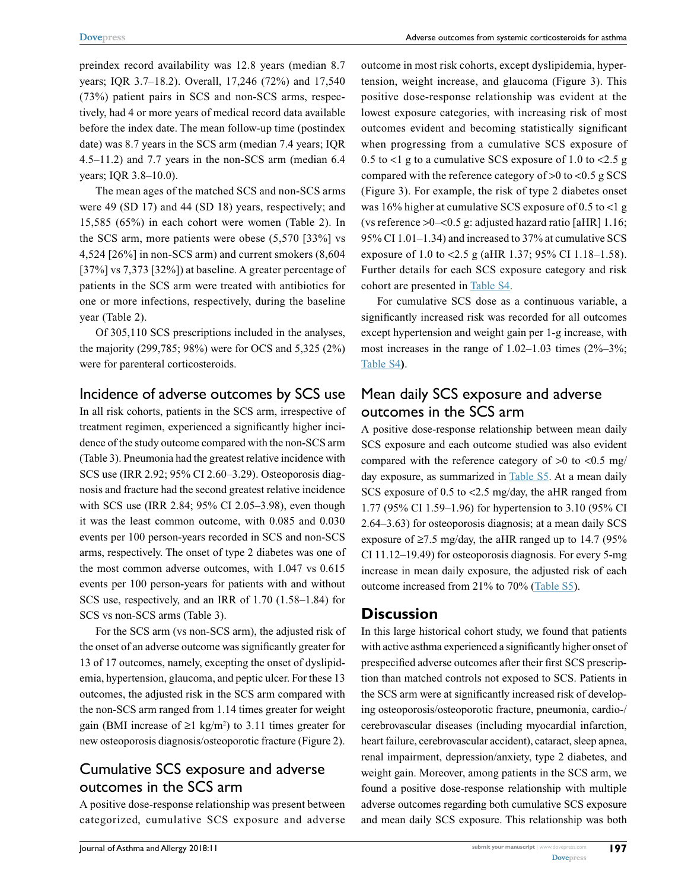preindex record availability was 12.8 years (median 8.7 years; IQR 3.7–18.2). Overall, 17,246 (72%) and 17,540 (73%) patient pairs in SCS and non-SCS arms, respectively, had 4 or more years of medical record data available before the index date. The mean follow-up time (postindex date) was 8.7 years in the SCS arm (median 7.4 years; IQR 4.5–11.2) and 7.7 years in the non-SCS arm (median 6.4 years; IQR 3.8–10.0).

The mean ages of the matched SCS and non-SCS arms were 49 (SD 17) and 44 (SD 18) years, respectively; and 15,585 (65%) in each cohort were women (Table 2). In the SCS arm, more patients were obese (5,570 [33%] vs 4,524 [26%] in non-SCS arm) and current smokers (8,604 [37%] vs 7,373 [32%]) at baseline. A greater percentage of patients in the SCS arm were treated with antibiotics for one or more infections, respectively, during the baseline year (Table 2).

Of 305,110 SCS prescriptions included in the analyses, the majority (299,785; 98%) were for OCS and 5,325 (2%) were for parenteral corticosteroids.

## Incidence of adverse outcomes by SCS use

In all risk cohorts, patients in the SCS arm, irrespective of treatment regimen, experienced a significantly higher incidence of the study outcome compared with the non-SCS arm (Table 3). Pneumonia had the greatest relative incidence with SCS use (IRR 2.92; 95% CI 2.60–3.29). Osteoporosis diagnosis and fracture had the second greatest relative incidence with SCS use (IRR 2.84; 95% CI 2.05–3.98), even though it was the least common outcome, with 0.085 and 0.030 events per 100 person-years recorded in SCS and non-SCS arms, respectively. The onset of type 2 diabetes was one of the most common adverse outcomes, with 1.047 vs 0.615 events per 100 person-years for patients with and without SCS use, respectively, and an IRR of 1.70 (1.58–1.84) for SCS vs non-SCS arms (Table 3).

For the SCS arm (vs non-SCS arm), the adjusted risk of the onset of an adverse outcome was significantly greater for 13 of 17 outcomes, namely, excepting the onset of dyslipidemia, hypertension, glaucoma, and peptic ulcer. For these 13 outcomes, the adjusted risk in the SCS arm compared with the non-SCS arm ranged from 1.14 times greater for weight gain (BMI increase of $\geq$1 kg/m$^2$) to 3.11 times greater for new osteoporosis diagnosis/osteoporotic fracture (Figure 2).

## Cumulative SCS exposure and adverse outcomes in the SCS arm

A positive dose-response relationship was present between categorized, cumulative SCS exposure and adverse outcome in most risk cohorts, except dyslipidemia, hypertension, weight increase, and glaucoma (Figure 3). This positive dose-response relationship was evident at the lowest exposure categories, with increasing risk of most outcomes evident and becoming statistically significant when progressing from a cumulative SCS exposure of 0.5 to <1 g to a cumulative SCS exposure of 1.0 to <2.5 g compared with the reference category of >0 to <0.5 g SCS (Figure 3). For example, the risk of type 2 diabetes onset was 16% higher at cumulative SCS exposure of 0.5 to <1 g (vs reference >0–<0.5 g: adjusted hazard ratio [aHR] 1.16; 95% CI 1.01–1.34) and increased to 37% at cumulative SCS exposure of 1.0 to <2.5 g (aHR 1.37; 95% CI 1.18–1.58). Further details for each SCS exposure category and risk cohort are presented in Table S4.

For cumulative SCS dose as a continuous variable, a significantly increased risk was recorded for all outcomes except hypertension and weight gain per 1-g increase, with most increases in the range of 1.02–1.03 times (2%–3%; Table S4).

## Mean daily SCS exposure and adverse outcomes in the SCS arm

A positive dose-response relationship between mean daily SCS exposure and each outcome studied was also evident compared with the reference category of >0 to <0.5 mg/day exposure, as summarized in Table S5. At a mean daily SCS exposure of 0.5 to <2.5 mg/day, the aHR ranged from 1.77 (95% CI 1.59–1.96) for hypertension to 3.10 (95% CI 2.64–3.63) for osteoporosis diagnosis; at a mean daily SCS exposure of $\geq$7.5 mg/day, the aHR ranged up to 14.7 (95% CI 11.12–19.49) for osteoporosis diagnosis. For every 5-mg increase in mean daily exposure, the adjusted risk of each outcome increased from 21% to 70% (Table S5).

## Discussion

In this large historical cohort study, we found that patients with active asthma experienced a significantly higher onset of prespecified adverse outcomes after their first SCS prescription than matched controls not exposed to SCS. Patients in the SCS arm were at significantly increased risk of developing osteoporosis/osteoporotic fracture, pneumonia, cardio-/cerebrovascular diseases (including myocardial infarction, heart failure, cerebrovascular accident), cataract, sleep apnea, renal impairment, depression/anxiety, type 2 diabetes, and weight gain. Moreover, among patients in the SCS arm, we found a positive dose-response relationship with multiple adverse outcomes regarding both cumulative SCS exposure and mean daily SCS exposure. This relationship was both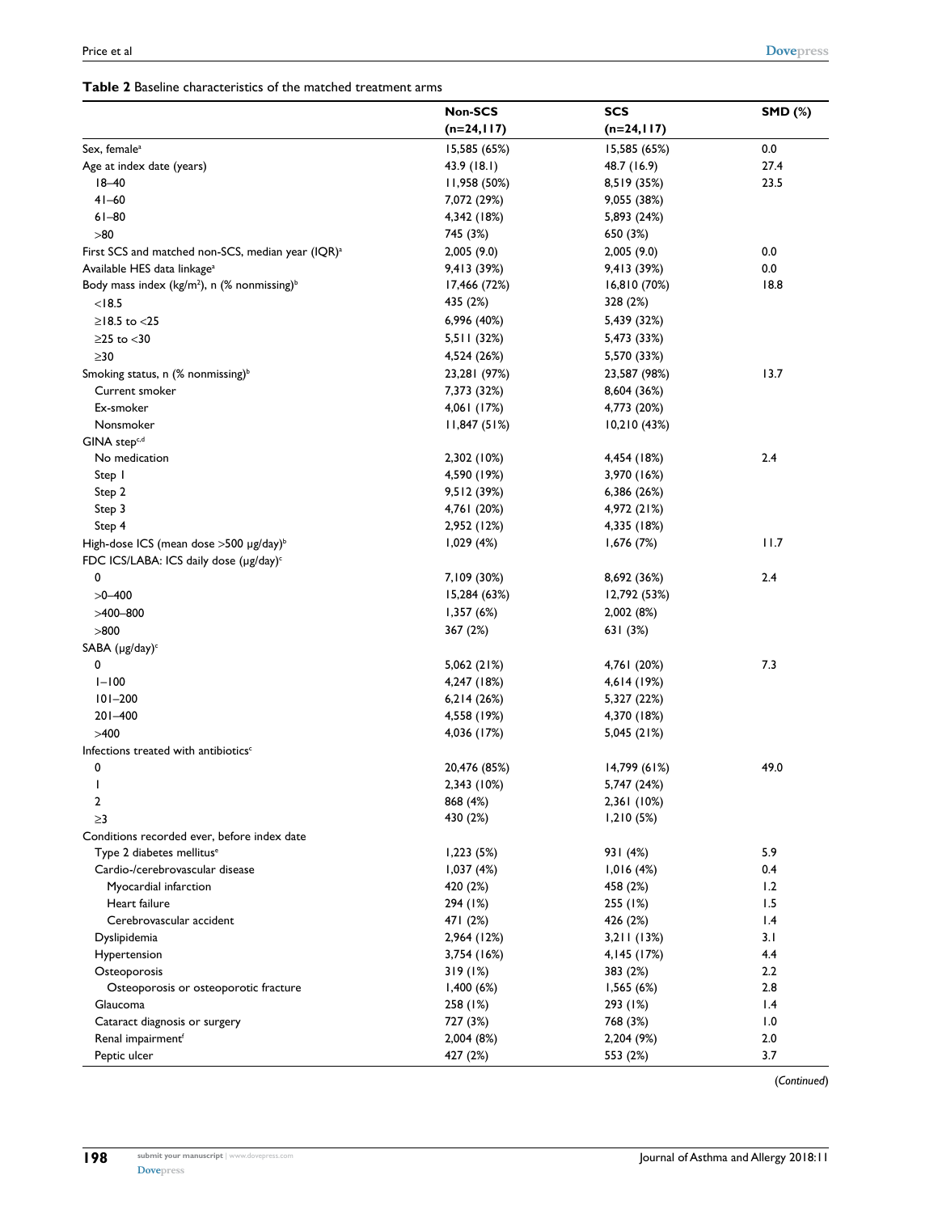**Table 2** Baseline characteristics of the matched treatment arms

| | Non-SCS (n=24,117) | SCS (n=24,117) | SMD (%) |
|---|---|---|---|
| Sex, female[a] | 15,585 (65%) | 15,585 (65%) | 0.0 |
| Age at index date (years) | 43.9 (18.1) | 48.7 (16.9) | 27.4 |
| 18–40 | 11,958 (50%) | 8,519 (35%) | 23.5 |
| 41–60 | 7,072 (29%) | 9,055 (38%) | |
| 61–80 | 4,342 (18%) | 5,893 (24%) | |
| >80 | 745 (3%) | 650 (3%) | |
| First SCS and matched non-SCS, median year (IQR)[a] | 2,005 (9.0) | 2,005 (9.0) | 0.0 |
| Available HES data linkage[a] | 9,413 (39%) | 9,413 (39%) | 0.0 |
| Body mass index (kg/m$^2$), n (% nonmissing)[b] | 17,466 (72%) | 16,810 (70%) | 18.8 |
| <18.5 | 435 (2%) | 328 (2%) | |
| ≥18.5 to <25 | 6,996 (40%) | 5,439 (32%) | |
| ≥25 to <30 | 5,511 (32%) | 5,473 (33%) | |
| ≥30 | 4,524 (26%) | 5,570 (33%) | |
| Smoking status, n (% nonmissing)[b] | 23,281 (97%) | 23,587 (98%) | 13.7 |
| Current smoker | 7,373 (32%) | 8,604 (36%) | |
| Ex-smoker | 4,061 (17%) | 4,773 (20%) | |
| Nonsmoker | 11,847 (51%) | 10,210 (43%) | |
| GINA step[c,d] | | | |
| No medication | 2,302 (10%) | 4,454 (18%) | 2.4 |
| Step 1 | 4,590 (19%) | 3,970 (16%) | |
| Step 2 | 9,512 (39%) | 6,386 (26%) | |
| Step 3 | 4,761 (20%) | 4,972 (21%) | |
| Step 4 | 2,952 (12%) | 4,335 (18%) | |
| High-dose ICS (mean dose >500 µg/day)[b] | 1,029 (4%) | 1,676 (7%) | 11.7 |
| FDC ICS/LABA: ICS daily dose (µg/day)[c] | | | |
| 0 | 7,109 (30%) | 8,692 (36%) | 2.4 |
| >0–400 | 15,284 (63%) | 12,792 (53%) | |
| >400–800 | 1,357 (6%) | 2,002 (8%) | |
| >800 | 367 (2%) | 631 (3%) | |
| SABA (µg/day)[c] | | | |
| 0 | 5,062 (21%) | 4,761 (20%) | 7.3 |
| 1–100 | 4,247 (18%) | 4,614 (19%) | |
| 101–200 | 6,214 (26%) | 5,327 (22%) | |
| 201–400 | 4,558 (19%) | 4,370 (18%) | |
| >400 | 4,036 (17%) | 5,045 (21%) | |
| Infections treated with antibiotics[c] | | | |
| 0 | 20,476 (85%) | 14,799 (61%) | 49.0 |
| 1 | 2,343 (10%) | 5,747 (24%) | |
| 2 | 868 (4%) | 2,361 (10%) | |
| ≥3 | 430 (2%) | 1,210 (5%) | |
| Conditions recorded ever, before index date | | | |
| Type 2 diabetes mellitus[e] | 1,223 (5%) | 931 (4%) | 5.9 |
| Cardio-/cerebrovascular disease | 1,037 (4%) | 1,016 (4%) | 0.4 |
| Myocardial infarction | 420 (2%) | 458 (2%) | 1.2 |
| Heart failure | 294 (1%) | 255 (1%) | 1.5 |
| Cerebrovascular accident | 471 (2%) | 426 (2%) | 1.4 |
| Dyslipidemia | 2,964 (12%) | 3,211 (13%) | 3.1 |
| Hypertension | 3,754 (16%) | 4,145 (17%) | 4.4 |
| Osteoporosis | 319 (1%) | 383 (2%) | 2.2 |
| Osteoporosis or osteoporotic fracture | 1,400 (6%) | 1,565 (6%) | 2.8 |
| Glaucoma | 258 (1%) | 293 (1%) | 1.4 |
| Cataract diagnosis or surgery | 727 (3%) | 768 (3%) | 1.0 |
| Renal impairment[f] | 2,004 (8%) | 2,204 (9%) | 2.0 |
| Peptic ulcer | 427 (2%) | 553 (2%) | 3.7 |

(*Continued*)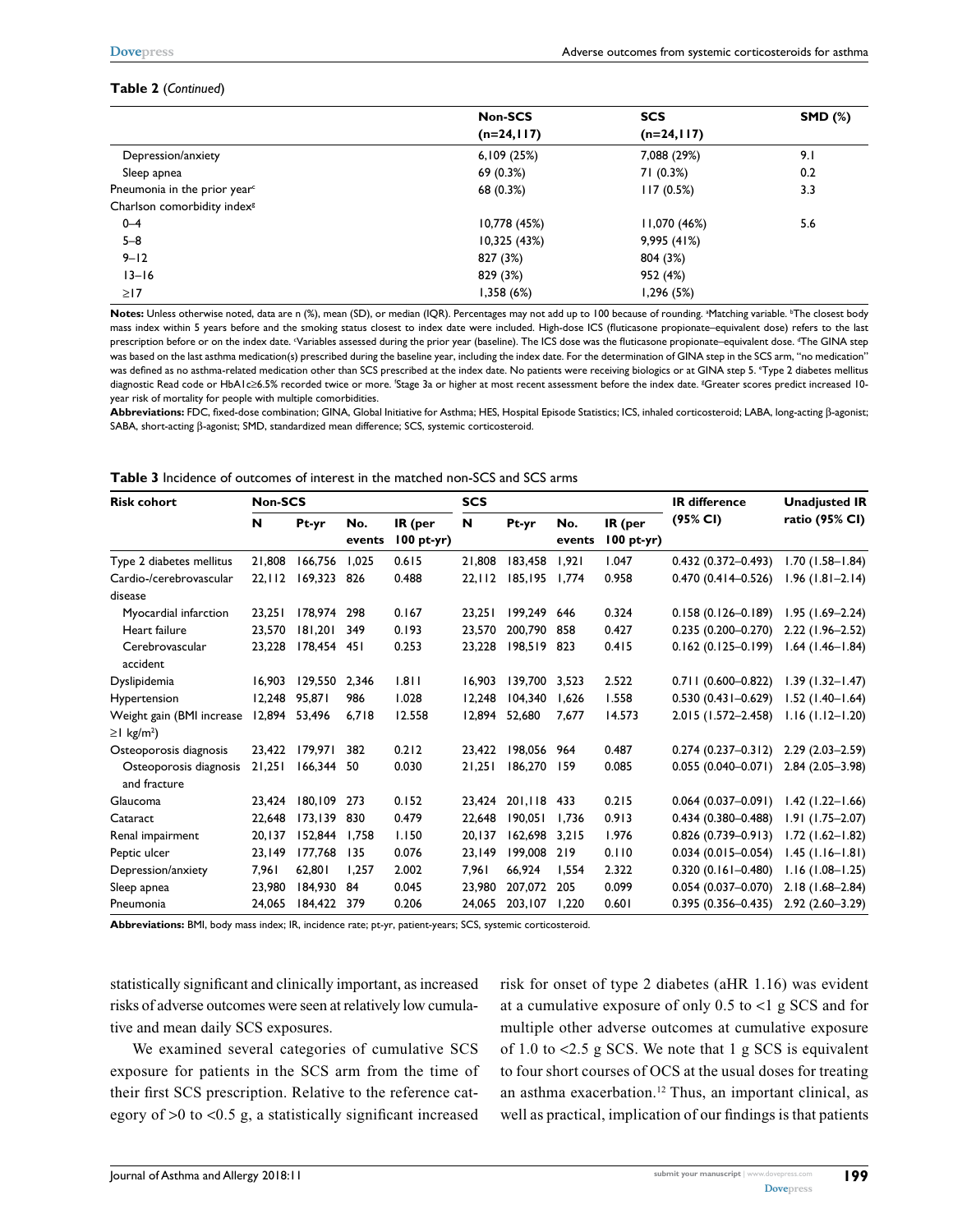**Table 2** (*Continued*)

| | Non-SCS (n=24,117) | SCS (n=24,117) | SMD (%) |
|---|---|---|---|
| Depression/anxiety | 6,109 (25%) | 7,088 (29%) | 9.1 |
| Sleep apnea | 69 (0.3%) | 71 (0.3%) | 0.2 |
| Pneumonia in the prior year[c] | 68 (0.3%) | 117 (0.5%) | 3.3 |
| Charlson comorbidity index[g] | | | |
| 0–4 | 10,778 (45%) | 11,070 (46%) | 5.6 |
| 5–8 | 10,325 (43%) | 9,995 (41%) | |
| 9–12 | 827 (3%) | 804 (3%) | |
| 13–16 | 829 (3%) | 952 (4%) | |
| ≥17 | 1,358 (6%) | 1,296 (5%) | |

**Notes:** Unless otherwise noted, data are n (%), mean (SD), or median (IQR). Percentages may not add up to 100 because of rounding. [a]Matching variable. [b]The closest body mass index within 5 years before and the smoking status closest to index date were included. High-dose ICS (fluticasone propionate–equivalent dose) refers to the last prescription before or on the index date. [c]Variables assessed during the prior year (baseline). The ICS dose was the fluticasone propionate–equivalent dose. [d]The GINA step was based on the last asthma medication(s) prescribed during the baseline year, including the index date. For the determination of GINA step in the SCS arm, "no medication" was defined as no asthma-related medication other than SCS prescribed at the index date. No patients were receiving biologics or at GINA step 5. [e]Type 2 diabetes mellitus diagnostic Read code or HbA1c≥6.5% recorded twice or more. [f]Stage 3a or higher at most recent assessment before the index date. [g]Greater scores predict increased 10-year risk of mortality for people with multiple comorbidities.

**Abbreviations:** FDC, fixed-dose combination; GINA, Global Initiative for Asthma; HES, Hospital Episode Statistics; ICS, inhaled corticosteroid; LABA, long-acting β-agonist; SABA, short-acting β-agonist; SMD, standardized mean difference; SCS, systemic corticosteroid.

**Table 3** Incidence of outcomes of interest in the matched non-SCS and SCS arms

| Risk cohort | Non-SCS | | | | SCS | | | | IR difference (95% CI) | Unadjusted IR ratio (95% CI) |
|---|---|---|---|---|---|---|---|---|---|---|
| | N | Pt-yr | No. events | IR (per 100 pt-yr) | N | Pt-yr | No. events | IR (per 100 pt-yr) | | |
| Type 2 diabetes mellitus | 21,808 | 166,756 | 1,025 | 0.615 | 21,808 | 183,458 | 1,921 | 1.047 | 0.432 (0.372–0.493) | 1.70 (1.58–1.84) |
| Cardio-/cerebrovascular disease | 22,112 | 169,323 | 826 | 0.488 | 22,112 | 185,195 | 1,774 | 0.958 | 0.470 (0.414–0.526) | 1.96 (1.81–2.14) |
| Myocardial infarction | 23,251 | 178,974 | 298 | 0.167 | 23,251 | 199,249 | 646 | 0.324 | 0.158 (0.126–0.189) | 1.95 (1.69–2.24) |
| Heart failure | 23,570 | 181,201 | 349 | 0.193 | 23,570 | 200,790 | 858 | 0.427 | 0.235 (0.200–0.270) | 2.22 (1.96–2.52) |
| Cerebrovascular accident | 23,228 | 178,454 | 451 | 0.253 | 23,228 | 198,519 | 823 | 0.415 | 0.162 (0.125–0.199) | 1.64 (1.46–1.84) |
| Dyslipidemia | 16,903 | 129,550 | 2,346 | 1.811 | 16,903 | 139,700 | 3,523 | 2.522 | 0.711 (0.600–0.822) | 1.39 (1.32–1.47) |
| Hypertension | 12,248 | 95,871 | 986 | 1.028 | 12,248 | 104,340 | 1,626 | 1.558 | 0.530 (0.431–0.629) | 1.52 (1.40–1.64) |
| Weight gain (BMI increase ≥1 kg/m²) | 12,894 | 53,496 | 6,718 | 12.558 | 12,894 | 52,680 | 7,677 | 14.573 | 2.015 (1.572–2.458) | 1.16 (1.12–1.20) |
| Osteoporosis diagnosis | 23,422 | 179,971 | 382 | 0.212 | 23,422 | 198,056 | 964 | 0.487 | 0.274 (0.237–0.312) | 2.29 (2.03–2.59) |
| Osteoporosis diagnosis and fracture | 21,251 | 166,344 | 50 | 0.030 | 21,251 | 186,270 | 159 | 0.085 | 0.055 (0.040–0.071) | 2.84 (2.05–3.98) |
| Glaucoma | 23,424 | 180,109 | 273 | 0.152 | 23,424 | 201,118 | 433 | 0.215 | 0.064 (0.037–0.091) | 1.42 (1.22–1.66) |
| Cataract | 22,648 | 173,139 | 830 | 0.479 | 22,648 | 190,051 | 1,736 | 0.913 | 0.434 (0.380–0.488) | 1.91 (1.75–2.07) |
| Renal impairment | 20,137 | 152,844 | 1,758 | 1.150 | 20,137 | 162,698 | 3,215 | 1.976 | 0.826 (0.739–0.913) | 1.72 (1.62–1.82) |
| Peptic ulcer | 23,149 | 177,768 | 135 | 0.076 | 23,149 | 199,008 | 219 | 0.110 | 0.034 (0.015–0.054) | 1.45 (1.16–1.81) |
| Depression/anxiety | 7,961 | 62,801 | 1,257 | 2.002 | 7,961 | 66,924 | 1,554 | 2.322 | 0.320 (0.161–0.480) | 1.16 (1.08–1.25) |
| Sleep apnea | 23,980 | 184,930 | 84 | 0.045 | 23,980 | 207,072 | 205 | 0.099 | 0.054 (0.037–0.070) | 2.18 (1.68–2.84) |
| Pneumonia | 24,065 | 184,422 | 379 | 0.206 | 24,065 | 203,107 | 1,220 | 0.601 | 0.395 (0.356–0.435) | 2.92 (2.60–3.29) |

**Abbreviations:** BMI, body mass index; IR, incidence rate; pt-yr, patient-years; SCS, systemic corticosteroid.

statistically significant and clinically important, as increased risks of adverse outcomes were seen at relatively low cumulative and mean daily SCS exposures.

We examined several categories of cumulative SCS exposure for patients in the SCS arm from the time of their first SCS prescription. Relative to the reference category of >0 to <0.5 g, a statistically significant increased risk for onset of type 2 diabetes (aHR 1.16) was evident at a cumulative exposure of only 0.5 to <1 g SCS and for multiple other adverse outcomes at cumulative exposure of 1.0 to <2.5 g SCS. We note that 1 g SCS is equivalent to four short courses of OCS at the usual doses for treating an asthma exacerbation.[12] Thus, an important clinical, as well as practical, implication of our findings is that patients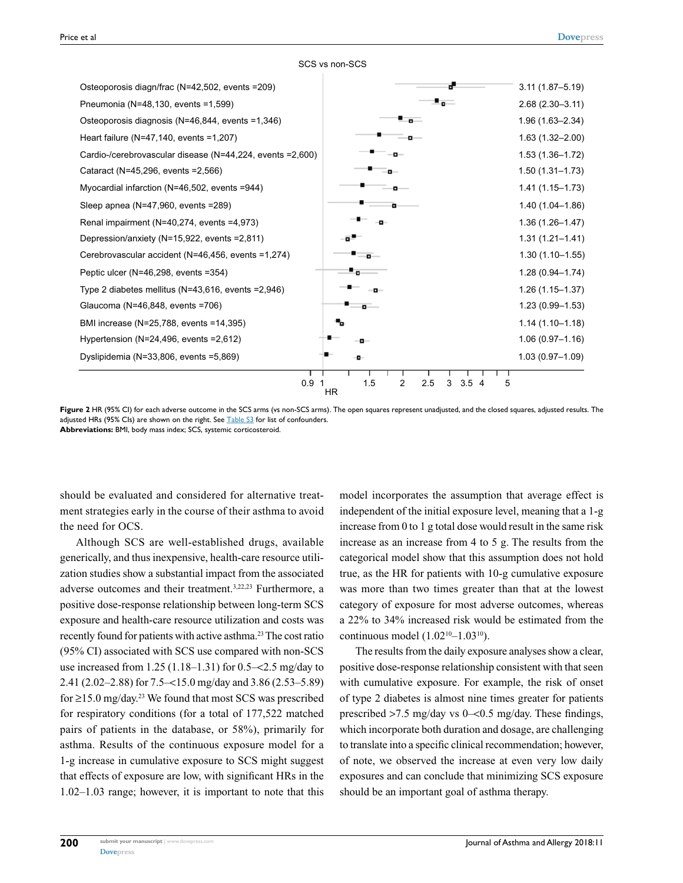SCS vs non-SCS

| Outcome | Adjusted HR (95% CI) |
| --- | --- |
| Osteoporosis diagn/frac (N=42,502, events =209) | 3.11 (1.87–5.19) |
| Pneumonia (N=48,130, events =1,599) | 2.68 (2.30–3.11) |
| Osteoporosis diagnosis (N=46,844, events =1,346) | 1.96 (1.63–2.34) |
| Heart failure (N=47,140, events =1,207) | 1.63 (1.32–2.00) |
| Cardio-/cerebrovascular disease (N=44,224, events =2,600) | 1.53 (1.36–1.72) |
| Cataract (N=45,296, events =2,566) | 1.50 (1.31–1.73) |
| Myocardial infarction (N=46,502, events =944) | 1.41 (1.15–1.73) |
| Sleep apnea (N=47,960, events =289) | 1.40 (1.04–1.86) |
| Renal impairment (N=40,274, events =4,973) | 1.36 (1.26–1.47) |
| Depression/anxiety (N=15,922, events =2,811) | 1.31 (1.21–1.41) |
| Cerebrovascular accident (N=46,456, events =1,274) | 1.30 (1.10–1.55) |
| Peptic ulcer (N=46,298, events =354) | 1.28 (0.94–1.74) |
| Type 2 diabetes mellitus (N=43,616, events =2,946) | 1.26 (1.15–1.37) |
| Glaucoma (N=46,848, events =706) | 1.23 (0.99–1.53) |
| BMI increase (N=25,788, events =14,395) | 1.14 (1.10–1.18) |
| Hypertension (N=24,496, events =2,612) | 1.06 (0.97–1.16) |
| Dyslipidemia (N=33,806, events =5,869) | 1.03 (0.97–1.09) |

HR axis: 0.9, 1, 1.5, 2, 2.5, 3, 3.5, 4, 5

**Figure 2** HR (95% CI) for each adverse outcome in the SCS arms (vs non-SCS arms). The open squares represent unadjusted, and the closed squares, adjusted results. The adjusted HRs (95% CIs) are shown on the right. See Table S3 for list of confounders.

**Abbreviations:** BMI, body mass index; SCS, systemic corticosteroid.

should be evaluated and considered for alternative treatment strategies early in the course of their asthma to avoid the need for OCS.

Although SCS are well-established drugs, available generically, and thus inexpensive, health-care resource utilization studies show a substantial impact from the associated adverse outcomes and their treatment.[3,22,23] Furthermore, a positive dose-response relationship between long-term SCS exposure and health-care resource utilization and costs was recently found for patients with active asthma.[23] The cost ratio (95% CI) associated with SCS use compared with non-SCS use increased from 1.25 (1.18–1.31) for 0.5–<2.5 mg/day to 2.41 (2.02–2.88) for 7.5–<15.0 mg/day and 3.86 (2.53–5.89) for ≥15.0 mg/day.[23] We found that most SCS was prescribed for respiratory conditions (for a total of 177,522 matched pairs of patients in the database, or 58%), primarily for asthma. Results of the continuous exposure model for a 1-g increase in cumulative exposure to SCS might suggest that effects of exposure are low, with significant HRs in the 1.02–1.03 range; however, it is important to note that this model incorporates the assumption that average effect is independent of the initial exposure level, meaning that a 1-g increase from 0 to 1 g total dose would result in the same risk increase as an increase from 4 to 5 g. The results from the categorical model show that this assumption does not hold true, as the HR for patients with 10-g cumulative exposure was more than two times greater than that at the lowest category of exposure for most adverse outcomes, whereas a 22% to 34% increased risk would be estimated from the continuous model ($1.02^{10}$–$1.03^{10}$).

The results from the daily exposure analyses show a clear, positive dose-response relationship consistent with that seen with cumulative exposure. For example, the risk of onset of type 2 diabetes is almost nine times greater for patients prescribed >7.5 mg/day vs 0–<0.5 mg/day. These findings, which incorporate both duration and dosage, are challenging to translate into a specific clinical recommendation; however, of note, we observed the increase at even very low daily exposures and can conclude that minimizing SCS exposure should be an important goal of asthma therapy.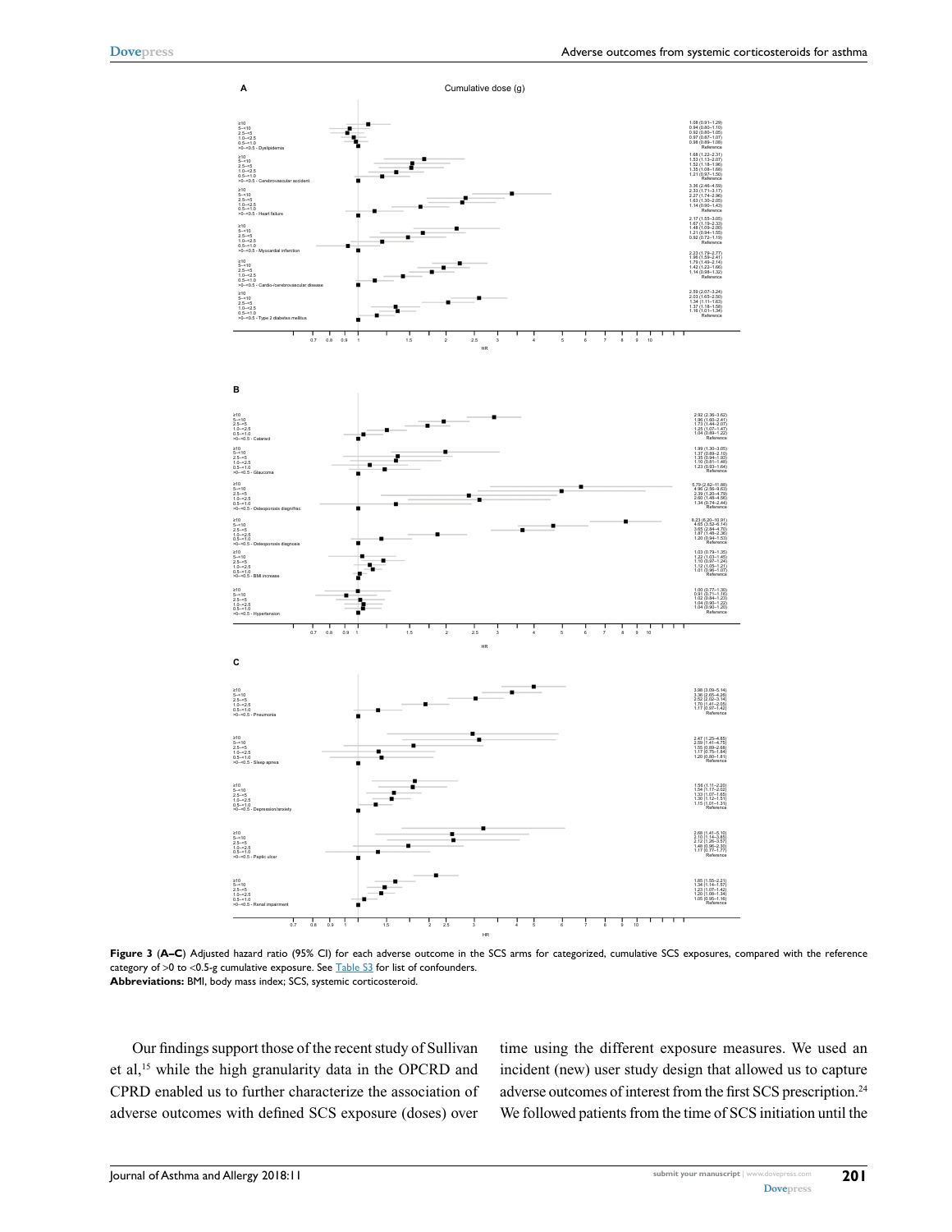**A** Cumulative dose (g)

| Outcome | Cumulative dose (g) | HR (95% CI) |
|---|---|---|
| Dyslipidemia | ≥10 | 1.08 (0.91–1.29) |
| | 5–<10 | 0.94 (0.80–1.10) |
| | 2.5–<5 | 0.92 (0.80–1.05) |
| | 1.0–<2.5 | 0.97 (0.87–1.07) |
| | 0.5–<1.0 | 0.98 (0.89–1.08) |
| | >0–<0.5 | Reference |
| Cerebrovascular accident | ≥10 | 1.68 (1.22–2.31) |
| | 5–<10 | 1.53 (1.13–2.07) |
| | 2.5–<5 | 1.52 (1.18–1.96) |
| | 1.0–<2.5 | 1.35 (1.08–1.68) |
| | 0.5–<1.0 | 1.21 (0.97–1.50) |
| | >0–<0.5 | Reference |
| Heart failure | ≥10 | 3.36 (2.46–4.59) |
| | 5–<10 | 2.33 (1.71–3.17) |
| | 2.5–<5 | 2.27 (1.74–2.96) |
| | 1.0–<2.5 | 1.63 (1.30–2.05) |
| | 0.5–<1.0 | 1.14 (0.90–1.43) |
| | >0–<0.5 | Reference |
| Myocardial infarction | ≥10 | 2.17 (1.55–3.05) |
| | 5–<10 | 1.67 (1.19–2.33) |
| | 2.5–<5 | 1.48 (1.09–2.00) |
| | 1.0–<2.5 | 1.21 (0.94–1.55) |
| | 0.5–<1.0 | 0.92 (0.72–1.19) |
| | >0–<0.5 | Reference |
| Cardio-/cerebrovascular disease | ≥10 | 2.23 (1.79–2.77) |
| | 5–<10 | 1.96 (1.59–2.41) |
| | 2.5–<5 | 1.79 (1.49–2.14) |
| | 1.0–<2.5 | 1.42 (1.22–1.66) |
| | 0.5–<1.0 | 1.14 (0.98–1.32) |
| | >0–<0.5 | Reference |
| Type 2 diabetes mellitus | ≥10 | 2.59 (2.07–3.24) |
| | 5–<10 | 2.03 (1.65–2.50) |
| | 2.5–<5 | 1.34 (1.11–1.63) |
| | 1.0–<2.5 | 1.37 (1.18–1.59) |
| | 0.5–<1.0 | 1.16 (1.01–1.34) |
| | >0–<0.5 | Reference |

**B**

| Outcome | Cumulative dose (g) | HR (95% CI) |
|---|---|---|
| Cataract | ≥10 | 2.92 (2.36–3.62) |
| | 5–<10 | 1.96 (1.60–2.41) |
| | 2.5–<5 | 1.73 (1.44–2.07) |
| | 1.0–<2.5 | 1.25 (1.07–1.47) |
| | 0.5–<1.0 | 1.04 (0.89–1.22) |
| | >0–<0.5 | Reference |
| Glaucoma | ≥10 | 1.99 (1.30–3.05) |
| | 5–<10 | 1.37 (0.89–2.10) |
| | 2.5–<5 | 1.35 (0.94–1.93) |
| | 1.0–<2.5 | 1.10 (0.81–1.48) |
| | 0.5–<1.0 | 1.23 (0.93–1.64) |
| | >0–<0.5 | Reference |
| Osteoporosis diagn/frac | ≥10 | 5.79 (2.82–11.88) |
| | 5–<10 | 4.96 (2.56–9.63) |
| | 2.5–<5 | 2.39 (1.20–4.79) |
| | 1.0–<2.5 | 2.60 (1.48–4.56) |
| | 0.5–<1.0 | 1.34 (0.74–2.44) |
| | >0–<0.5 | Reference |
| Osteoporosis diagnosis | ≥10 | 8.23 (6.20–10.91) |
| | 5–<10 | 4.65 (3.52–6.14) |
| | 2.5–<5 | 3.65 (2.84–4.70) |
| | 1.0–<2.5 | 1.87 (1.48–2.36) |
| | 0.5–<1.0 | 1.20 (0.94–1.53) |
| | >0–<0.5 | Reference |
| BMI increase | ≥10 | 1.03 (0.79–1.35) |
| | 5–<10 | 1.22 (1.03–1.45) |
| | 2.5–<5 | 1.10 (0.97–1.24) |
| | 1.0–<2.5 | 1.12 (1.05–1.21) |
| | 0.5–<1.0 | 1.01 (0.96–1.07) |
| | >0–<0.5 | Reference |
| Hypertension | ≥10 | 1.00 (0.77–1.30) |
| | 5–<10 | 0.91 (0.71–1.16) |
| | 2.5–<5 | 1.02 (0.84–1.23) |
| | 1.0–<2.5 | 1.04 (0.90–1.22) |
| | 0.5–<1.0 | 1.04 (0.90–1.20) |
| | >0–<0.5 | Reference |

**C**

| Outcome | Cumulative dose (g) | HR (95% CI) |
|---|---|---|
| Pneumonia | ≥10 | 3.98 (3.09–5.14) |
| | 5–<10 | 3.36 (2.65–4.26) |
| | 2.5–<5 | 2.52 (2.02–3.14) |
| | 1.0–<2.5 | 1.70 (1.41–2.05) |
| | 0.5–<1.0 | 1.17 (0.97–1.42) |
| | >0–<0.5 | Reference |
| Sleep apnea | ≥10 | 2.47 (1.25–4.85) |
| | 5–<10 | 2.59 (1.41–4.75) |
| | 2.5–<5 | 1.55 (0.89–2.68) |
| | 1.0–<2.5 | 1.17 (0.75–1.84) |
| | 0.5–<1.0 | 1.20 (0.80–1.81) |
| | >0–<0.5 | Reference |
| Depression/anxiety | ≥10 | 1.56 (1.11–2.20) |
| | 5–<10 | 1.54 (1.17–2.02) |
| | 2.5–<5 | 1.33 (1.07–1.65) |
| | 1.0–<2.5 | 1.30 (1.12–1.51) |
| | 0.5–<1.0 | 1.15 (1.01–1.31) |
| | >0–<0.5 | Reference |
| Peptic ulcer | ≥10 | 2.68 (1.41–5.10) |
| | 5–<10 | 2.10 (1.14–3.85) |
| | 2.5–<5 | 2.12 (1.26–3.57) |
| | 1.0–<2.5 | 1.48 (0.96–2.30) |
| | 0.5–<1.0 | 1.17 (0.77–1.77) |
| | >0–<0.5 | Reference |
| Renal impairment | ≥10 | 1.85 (1.55–2.21) |
| | 5–<10 | 1.34 (1.14–1.57) |
| | 2.5–<5 | 1.23 (1.07–1.42) |
| | 1.0–<2.5 | 1.20 (1.08–1.34) |
| | 0.5–<1.0 | 1.05 (0.95–1.16) |
| | >0–<0.5 | Reference |

**Figure 3** (**A–C**) Adjusted hazard ratio (95% CI) for each adverse outcome in the SCS arms for categorized, cumulative SCS exposures, compared with the reference category of >0 to <0.5-g cumulative exposure. See Table S3 for list of confounders.
**Abbreviations:** BMI, body mass index; SCS, systemic corticosteroid.

Our findings support those of the recent study of Sullivan et al,[15] while the high granularity data in the OPCRD and CPRD enabled us to further characterize the association of adverse outcomes with defined SCS exposure (doses) over time using the different exposure measures. We used an incident (new) user study design that allowed us to capture adverse outcomes of interest from the first SCS prescription.[24] We followed patients from the time of SCS initiation until the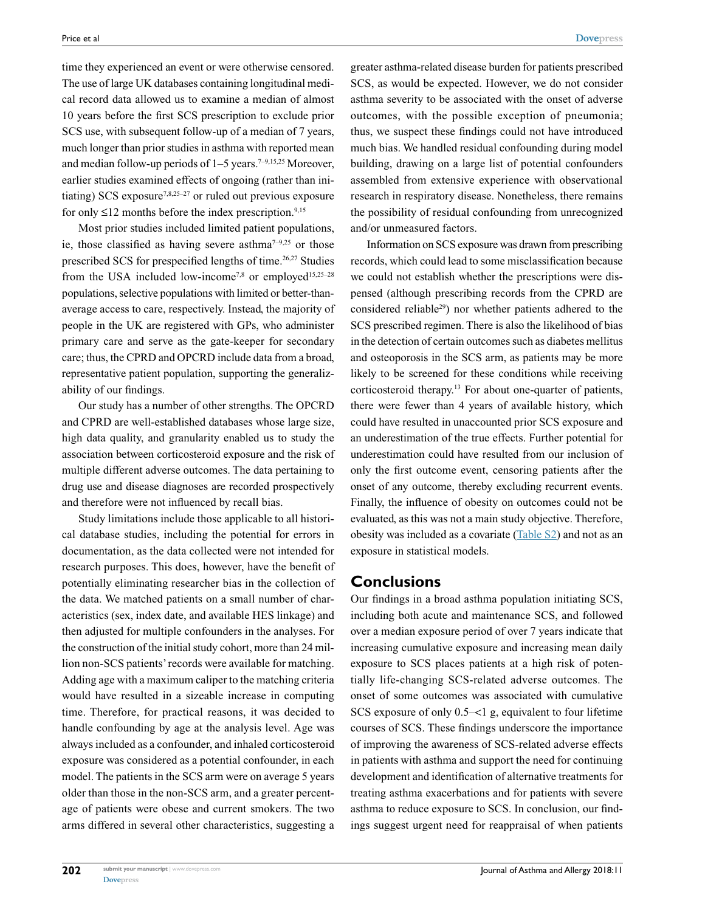time they experienced an event or were otherwise censored. The use of large UK databases containing longitudinal medical record data allowed us to examine a median of almost 10 years before the first SCS prescription to exclude prior SCS use, with subsequent follow-up of a median of 7 years, much longer than prior studies in asthma with reported mean and median follow-up periods of 1–5 years.[7–9,15,25] Moreover, earlier studies examined effects of ongoing (rather than initiating) SCS exposure[7,8,25–27] or ruled out previous exposure for only ≤12 months before the index prescription.[9,15]

Most prior studies included limited patient populations, ie, those classified as having severe asthma[7–9,25] or those prescribed SCS for prespecified lengths of time.[26,27] Studies from the USA included low-income[7,8] or employed[15,25–28] populations, selective populations with limited or better-than-average access to care, respectively. Instead, the majority of people in the UK are registered with GPs, who administer primary care and serve as the gate-keeper for secondary care; thus, the CPRD and OPCRD include data from a broad, representative patient population, supporting the generalizability of our findings.

Our study has a number of other strengths. The OPCRD and CPRD are well-established databases whose large size, high data quality, and granularity enabled us to study the association between corticosteroid exposure and the risk of multiple different adverse outcomes. The data pertaining to drug use and disease diagnoses are recorded prospectively and therefore were not influenced by recall bias.

Study limitations include those applicable to all historical database studies, including the potential for errors in documentation, as the data collected were not intended for research purposes. This does, however, have the benefit of potentially eliminating researcher bias in the collection of the data. We matched patients on a small number of characteristics (sex, index date, and available HES linkage) and then adjusted for multiple confounders in the analyses. For the construction of the initial study cohort, more than 24 million non-SCS patients' records were available for matching. Adding age with a maximum caliper to the matching criteria would have resulted in a sizeable increase in computing time. Therefore, for practical reasons, it was decided to handle confounding by age at the analysis level. Age was always included as a confounder, and inhaled corticosteroid exposure was considered as a potential confounder, in each model. The patients in the SCS arm were on average 5 years older than those in the non-SCS arm, and a greater percentage of patients were obese and current smokers. The two arms differed in several other characteristics, suggesting a greater asthma-related disease burden for patients prescribed SCS, as would be expected. However, we do not consider asthma severity to be associated with the onset of adverse outcomes, with the possible exception of pneumonia; thus, we suspect these findings could not have introduced much bias. We handled residual confounding during model building, drawing on a large list of potential confounders assembled from extensive experience with observational research in respiratory disease. Nonetheless, there remains the possibility of residual confounding from unrecognized and/or unmeasured factors.

Information on SCS exposure was drawn from prescribing records, which could lead to some misclassification because we could not establish whether the prescriptions were dispensed (although prescribing records from the CPRD are considered reliable[29]) nor whether patients adhered to the SCS prescribed regimen. There is also the likelihood of bias in the detection of certain outcomes such as diabetes mellitus and osteoporosis in the SCS arm, as patients may be more likely to be screened for these conditions while receiving corticosteroid therapy.[13] For about one-quarter of patients, there were fewer than 4 years of available history, which could have resulted in unaccounted prior SCS exposure and an underestimation of the true effects. Further potential for underestimation could have resulted from our inclusion of only the first outcome event, censoring patients after the onset of any outcome, thereby excluding recurrent events. Finally, the influence of obesity on outcomes could not be evaluated, as this was not a main study objective. Therefore, obesity was included as a covariate (Table S2) and not as an exposure in statistical models.

## Conclusions

Our findings in a broad asthma population initiating SCS, including both acute and maintenance SCS, and followed over a median exposure period of over 7 years indicate that increasing cumulative exposure and increasing mean daily exposure to SCS places patients at a high risk of potentially life-changing SCS-related adverse outcomes. The onset of some outcomes was associated with cumulative SCS exposure of only 0.5–<1 g, equivalent to four lifetime courses of SCS. These findings underscore the importance of improving the awareness of SCS-related adverse effects in patients with asthma and support the need for continuing development and identification of alternative treatments for treating asthma exacerbations and for patients with severe asthma to reduce exposure to SCS. In conclusion, our findings suggest urgent need for reappraisal of when patients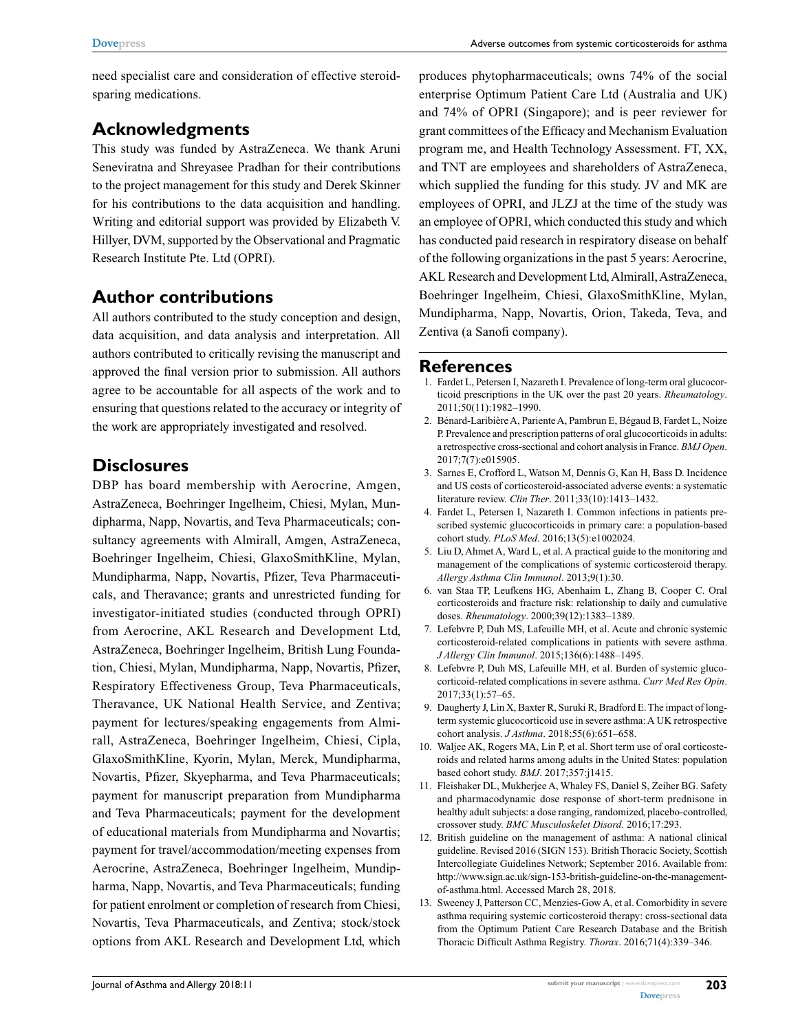need specialist care and consideration of effective steroid-sparing medications.

## Acknowledgments

This study was funded by AstraZeneca. We thank Aruni Seneviratna and Shreyasee Pradhan for their contributions to the project management for this study and Derek Skinner for his contributions to the data acquisition and handling. Writing and editorial support was provided by Elizabeth V. Hillyer, DVM, supported by the Observational and Pragmatic Research Institute Pte. Ltd (OPRI).

## Author contributions

All authors contributed to the study conception and design, data acquisition, and data analysis and interpretation. All authors contributed to critically revising the manuscript and approved the final version prior to submission. All authors agree to be accountable for all aspects of the work and to ensuring that questions related to the accuracy or integrity of the work are appropriately investigated and resolved.

## Disclosures

DBP has board membership with Aerocrine, Amgen, AstraZeneca, Boehringer Ingelheim, Chiesi, Mylan, Mundipharma, Napp, Novartis, and Teva Pharmaceuticals; consultancy agreements with Almirall, Amgen, AstraZeneca, Boehringer Ingelheim, Chiesi, GlaxoSmithKline, Mylan, Mundipharma, Napp, Novartis, Pfizer, Teva Pharmaceuticals, and Theravance; grants and unrestricted funding for investigator-initiated studies (conducted through OPRI) from Aerocrine, AKL Research and Development Ltd, AstraZeneca, Boehringer Ingelheim, British Lung Foundation, Chiesi, Mylan, Mundipharma, Napp, Novartis, Pfizer, Respiratory Effectiveness Group, Teva Pharmaceuticals, Theravance, UK National Health Service, and Zentiva; payment for lectures/speaking engagements from Almirall, AstraZeneca, Boehringer Ingelheim, Chiesi, Cipla, GlaxoSmithKline, Kyorin, Mylan, Merck, Mundipharma, Novartis, Pfizer, Skyepharma, and Teva Pharmaceuticals; payment for manuscript preparation from Mundipharma and Teva Pharmaceuticals; payment for the development of educational materials from Mundipharma and Novartis; payment for travel/accommodation/meeting expenses from Aerocrine, AstraZeneca, Boehringer Ingelheim, Mundipharma, Napp, Novartis, and Teva Pharmaceuticals; funding for patient enrolment or completion of research from Chiesi, Novartis, Teva Pharmaceuticals, and Zentiva; stock/stock options from AKL Research and Development Ltd, which produces phytopharmaceuticals; owns 74% of the social enterprise Optimum Patient Care Ltd (Australia and UK) and 74% of OPRI (Singapore); and is peer reviewer for grant committees of the Efficacy and Mechanism Evaluation program me, and Health Technology Assessment. FT, XX, and TNT are employees and shareholders of AstraZeneca, which supplied the funding for this study. JV and MK are employees of OPRI, and JLZJ at the time of the study was an employee of OPRI, which conducted this study and which has conducted paid research in respiratory disease on behalf of the following organizations in the past 5 years: Aerocrine, AKL Research and Development Ltd, Almirall, AstraZeneca, Boehringer Ingelheim, Chiesi, GlaxoSmithKline, Mylan, Mundipharma, Napp, Novartis, Orion, Takeda, Teva, and Zentiva (a Sanofi company).

## References

1. Fardet L, Petersen I, Nazareth I. Prevalence of long-term oral glucocorticoid prescriptions in the UK over the past 20 years. *Rheumatology*. 2011;50(11):1982–1990.
2. Bénard-Laribière A, Pariente A, Pambrun E, Bégaud B, Fardet L, Noize P. Prevalence and prescription patterns of oral glucocorticoids in adults: a retrospective cross-sectional and cohort analysis in France. *BMJ Open*. 2017;7(7):e015905.
3. Sarnes E, Crofford L, Watson M, Dennis G, Kan H, Bass D. Incidence and US costs of corticosteroid-associated adverse events: a systematic literature review. *Clin Ther*. 2011;33(10):1413–1432.
4. Fardet L, Petersen I, Nazareth I. Common infections in patients prescribed systemic glucocorticoids in primary care: a population-based cohort study. *PLoS Med*. 2016;13(5):e1002024.
5. Liu D, Ahmet A, Ward L, et al. A practical guide to the monitoring and management of the complications of systemic corticosteroid therapy. *Allergy Asthma Clin Immunol*. 2013;9(1):30.
6. van Staa TP, Leufkens HG, Abenhaim L, Zhang B, Cooper C. Oral corticosteroids and fracture risk: relationship to daily and cumulative doses. *Rheumatology*. 2000;39(12):1383–1389.
7. Lefebvre P, Duh MS, Lafeuille MH, et al. Acute and chronic systemic corticosteroid-related complications in patients with severe asthma. *J Allergy Clin Immunol*. 2015;136(6):1488–1495.
8. Lefebvre P, Duh MS, Lafeuille MH, et al. Burden of systemic glucocorticoid-related complications in severe asthma. *Curr Med Res Opin*. 2017;33(1):57–65.
9. Daugherty J, Lin X, Baxter R, Suruki R, Bradford E. The impact of long-term systemic glucocorticoid use in severe asthma: A UK retrospective cohort analysis. *J Asthma*. 2018;55(6):651–658.
10. Waljee AK, Rogers MA, Lin P, et al. Short term use of oral corticosteroids and related harms among adults in the United States: population based cohort study. *BMJ*. 2017;357:j1415.
11. Fleishaker DL, Mukherjee A, Whaley FS, Daniel S, Zeiher BG. Safety and pharmacodynamic dose response of short-term prednisone in healthy adult subjects: a dose ranging, randomized, placebo-controlled, crossover study. *BMC Musculoskelet Disord*. 2016;17:293.
12. British guideline on the management of asthma: A national clinical guideline. Revised 2016 (SIGN 153). British Thoracic Society, Scottish Intercollegiate Guidelines Network; September 2016. Available from: http://www.sign.ac.uk/sign-153-british-guideline-on-the-management-of-asthma.html. Accessed March 28, 2018.
13. Sweeney J, Patterson CC, Menzies-Gow A, et al. Comorbidity in severe asthma requiring systemic corticosteroid therapy: cross-sectional data from the Optimum Patient Care Research Database and the British Thoracic Difficult Asthma Registry. *Thorax*. 2016;71(4):339–346.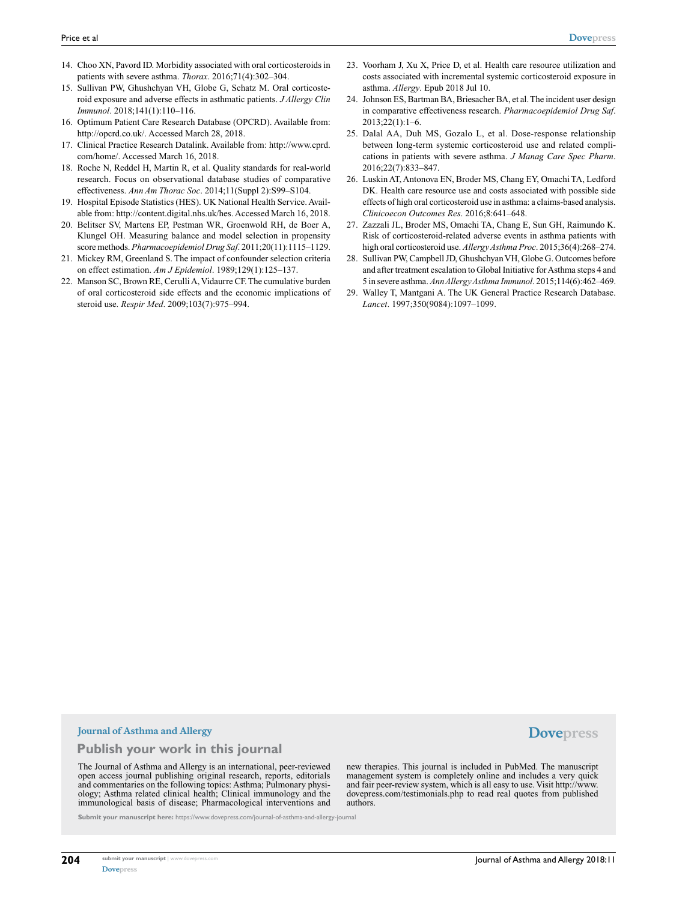14. Choo XN, Pavord ID. Morbidity associated with oral corticosteroids in patients with severe asthma. *Thorax*. 2016;71(4):302–304.
15. Sullivan PW, Ghushchyan VH, Globe G, Schatz M. Oral corticosteroid exposure and adverse effects in asthmatic patients. *J Allergy Clin Immunol*. 2018;141(1):110–116.
16. Optimum Patient Care Research Database (OPCRD). Available from: http://opcrd.co.uk/. Accessed March 28, 2018.
17. Clinical Practice Research Datalink. Available from: http://www.cprd.com/home/. Accessed March 16, 2018.
18. Roche N, Reddel H, Martin R, et al. Quality standards for real-world research. Focus on observational database studies of comparative effectiveness. *Ann Am Thorac Soc*. 2014;11(Suppl 2):S99–S104.
19. Hospital Episode Statistics (HES). UK National Health Service. Available from: http://content.digital.nhs.uk/hes. Accessed March 16, 2018.
20. Belitser SV, Martens EP, Pestman WR, Groenwold RH, de Boer A, Klungel OH. Measuring balance and model selection in propensity score methods. *Pharmacoepidemiol Drug Saf*. 2011;20(11):1115–1129.
21. Mickey RM, Greenland S. The impact of confounder selection criteria on effect estimation. *Am J Epidemiol*. 1989;129(1):125–137.
22. Manson SC, Brown RE, Cerulli A, Vidaurre CF. The cumulative burden of oral corticosteroid side effects and the economic implications of steroid use. *Respir Med*. 2009;103(7):975–994.
23. Voorham J, Xu X, Price D, et al. Health care resource utilization and costs associated with incremental systemic corticosteroid exposure in asthma. *Allergy*. Epub 2018 Jul 10.
24. Johnson ES, Bartman BA, Briesacher BA, et al. The incident user design in comparative effectiveness research. *Pharmacoepidemiol Drug Saf*. 2013;22(1):1–6.
25. Dalal AA, Duh MS, Gozalo L, et al. Dose-response relationship between long-term systemic corticosteroid use and related complications in patients with severe asthma. *J Manag Care Spec Pharm*. 2016;22(7):833–847.
26. Luskin AT, Antonova EN, Broder MS, Chang EY, Omachi TA, Ledford DK. Health care resource use and costs associated with possible side effects of high oral corticosteroid use in asthma: a claims-based analysis. *Clinicoecon Outcomes Res*. 2016;8:641–648.
27. Zazzali JL, Broder MS, Omachi TA, Chang E, Sun GH, Raimundo K. Risk of corticosteroid-related adverse events in asthma patients with high oral corticosteroid use. *Allergy Asthma Proc*. 2015;36(4):268–274.
28. Sullivan PW, Campbell JD, Ghushchyan VH, Globe G. Outcomes before and after treatment escalation to Global Initiative for Asthma steps 4 and 5 in severe asthma. *Ann Allergy Asthma Immunol*. 2015;114(6):462–469.
29. Walley T, Mantgani A. The UK General Practice Research Database. *Lancet*. 1997;350(9084):1097–1099.

**Journal of Asthma and Allergy**

**Dovepress**

## Publish your work in this journal

The Journal of Asthma and Allergy is an international, peer-reviewed open access journal publishing original research, reports, editorials and commentaries on the following topics: Asthma; Pulmonary physiology; Asthma related clinical health; Clinical immunology and the immunological basis of disease; Pharmacological interventions and new therapies. This journal is included in PubMed. The manuscript management system is completely online and includes a very quick and fair peer-review system, which is all easy to use. Visit http://www.dovepress.com/testimonials.php to read real quotes from published authors.

**Submit your manuscript here:** https://www.dovepress.com/journal-of-asthma-and-allergy-journal